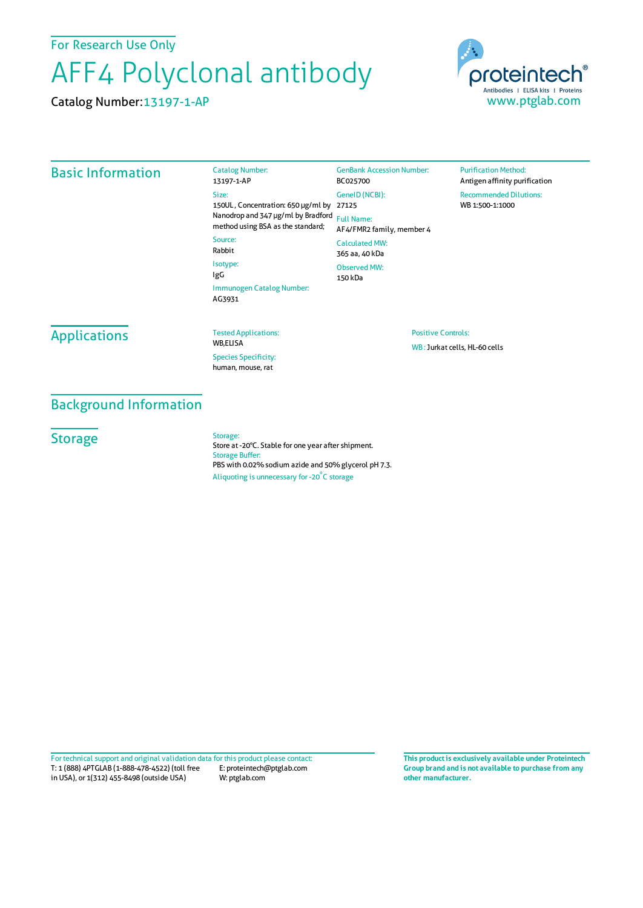For Research Use Only

# AFF4 Polyclonal antibody

Catalog Number: 13197-1-AP

proteintech®
Antibodies | ELISA kits | Proteins
www.ptglab.com

## Basic Information

**Catalog Number:**
13197-1-AP

**Size:**
150UL , Concentration: 650 μg/ml by Nanodrop and 347 μg/ml by Bradford method using BSA as the standard;

**Source:**
Rabbit

**Isotype:**
IgG

**Immunogen Catalog Number:**
AG3931

**GenBank Accession Number:**
BC025700

**GeneID (NCBI):**
27125

**Full Name:**
AF4/FMR2 family, member 4

**Calculated MW:**
365 aa, 40 kDa

**Observed MW:**
150 kDa

**Purification Method:**
Antigen affinity purification

**Recommended Dilutions:**
WB 1:500-1:1000

## Applications

**Tested Applications:**
WB,ELISA

**Species Specificity:**
human, mouse, rat

**Positive Controls:**
WB : Jurkat cells, HL-60 cells

## Background Information

## Storage

**Storage:**
Store at -20°C. Stable for one year after shipment.

**Storage Buffer:**
PBS with 0.02% sodium azide and 50% glycerol pH 7.3.

Aliquoting is unnecessary for -20°C storage

For technical support and original validation data for this product please contact:
T: 1 (888) 4PTGLAB (1-888-478-4522) (toll free in USA), or 1(312) 455-8498 (outside USA)
E: proteintech@ptglab.com
W: ptglab.com

**This product is exclusively available under Proteintech Group brand and is not available to purchase from any other manufacturer.**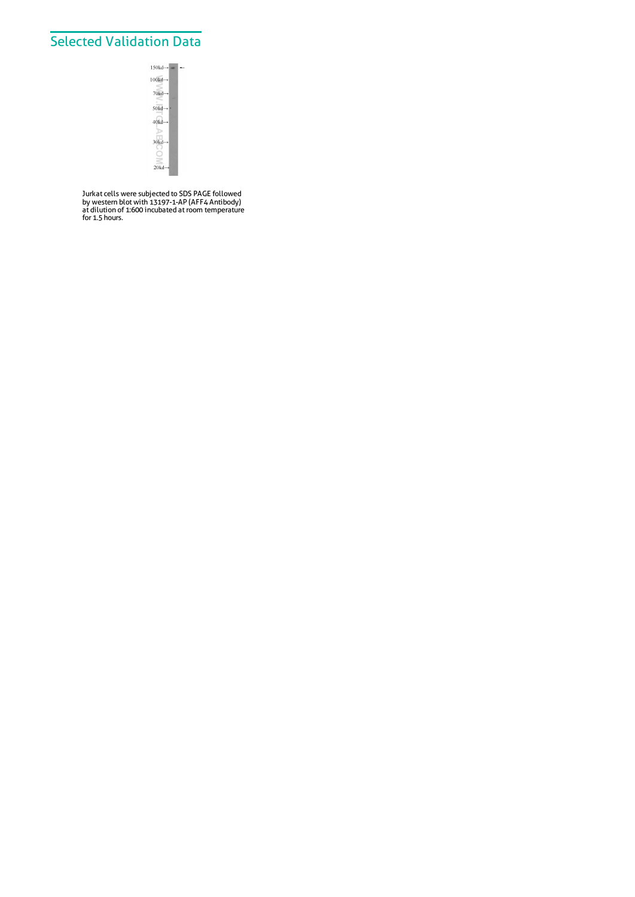## Selected Validation Data

150kd→
100kd→
70kd→
50kd→
40kd→
30kd→
20kd→

Jurkat cells were subjected to SDS PAGE followed by western blot with 13197-1-AP (AFF4 Antibody) at dilution of 1:600 incubated at room temperature for 1.5 hours.